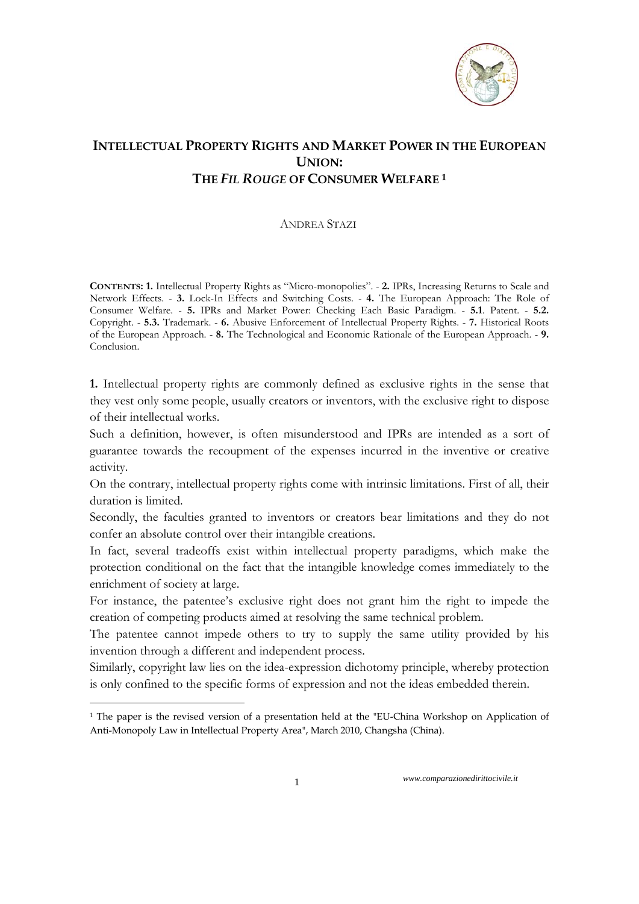# INTELLECTUAL PROPERTY RIGHTS AND MARKET POWER IN THE EUROPEAN UNION: THE *FIL ROUGE* OF CONSUMER WELFARE [1]

ANDREA STAZI

**CONTENTS: 1.** Intellectual Property Rights as "Micro-monopolies". - **2.** IPRs, Increasing Returns to Scale and Network Effects. - **3.** Lock-In Effects and Switching Costs. - **4.** The European Approach: The Role of Consumer Welfare. - **5.** IPRs and Market Power: Checking Each Basic Paradigm. - **5.1**. Patent. - **5.2.** Copyright. - **5.3.** Trademark. - **6.** Abusive Enforcement of Intellectual Property Rights. - **7.** Historical Roots of the European Approach. - **8.** The Technological and Economic Rationale of the European Approach. - **9.** Conclusion.

**1.** Intellectual property rights are commonly defined as exclusive rights in the sense that they vest only some people, usually creators or inventors, with the exclusive right to dispose of their intellectual works.

Such a definition, however, is often misunderstood and IPRs are intended as a sort of guarantee towards the recoupment of the expenses incurred in the inventive or creative activity.

On the contrary, intellectual property rights come with intrinsic limitations. First of all, their duration is limited.

Secondly, the faculties granted to inventors or creators bear limitations and they do not confer an absolute control over their intangible creations.

In fact, several tradeoffs exist within intellectual property paradigms, which make the protection conditional on the fact that the intangible knowledge comes immediately to the enrichment of society at large.

For instance, the patentee's exclusive right does not grant him the right to impede the creation of competing products aimed at resolving the same technical problem.

The patentee cannot impede others to try to supply the same utility provided by his invention through a different and independent process.

Similarly, copyright law lies on the idea-expression dichotomy principle, whereby protection is only confined to the specific forms of expression and not the ideas embedded therein.

[1] The paper is the revised version of a presentation held at the "EU-China Workshop on Application of Anti-Monopoly Law in Intellectual Property Area", March 2010, Changsha (China).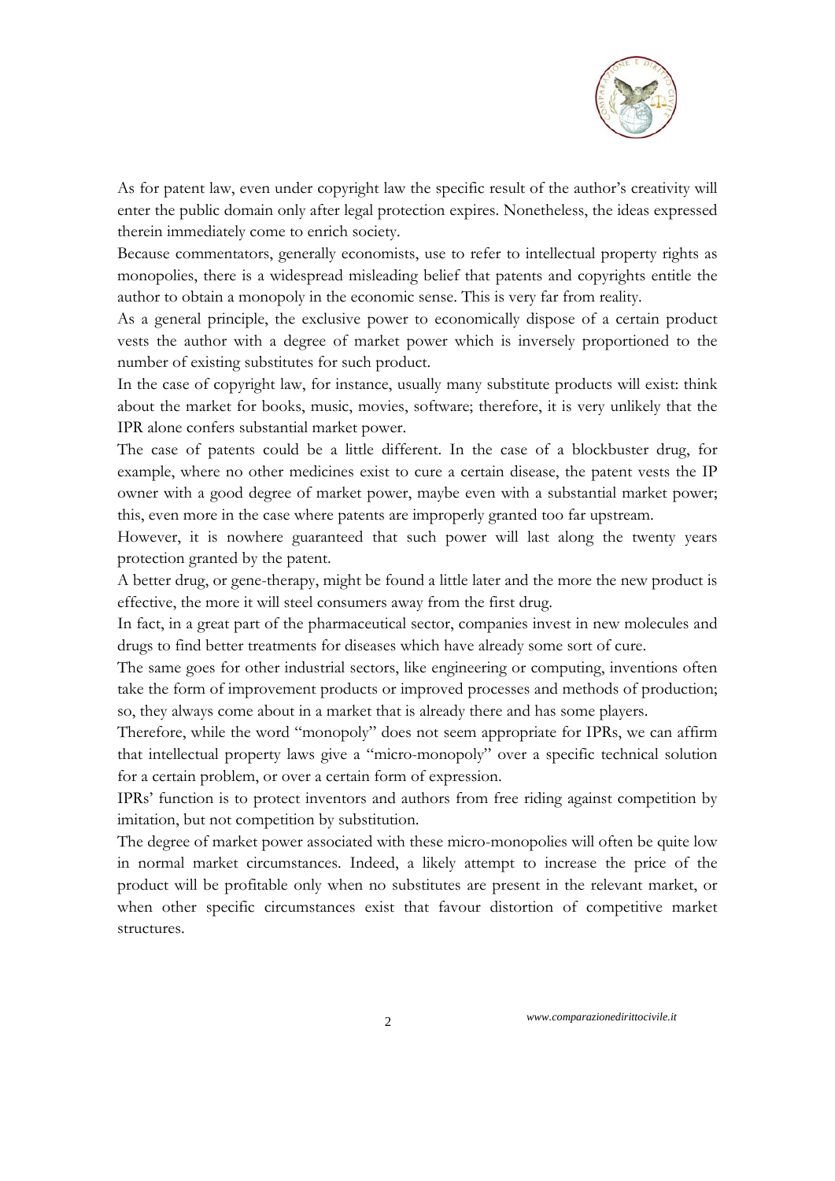As for patent law, even under copyright law the specific result of the author's creativity will enter the public domain only after legal protection expires. Nonetheless, the ideas expressed therein immediately come to enrich society.

Because commentators, generally economists, use to refer to intellectual property rights as monopolies, there is a widespread misleading belief that patents and copyrights entitle the author to obtain a monopoly in the economic sense. This is very far from reality.

As a general principle, the exclusive power to economically dispose of a certain product vests the author with a degree of market power which is inversely proportioned to the number of existing substitutes for such product.

In the case of copyright law, for instance, usually many substitute products will exist: think about the market for books, music, movies, software; therefore, it is very unlikely that the IPR alone confers substantial market power.

The case of patents could be a little different. In the case of a blockbuster drug, for example, where no other medicines exist to cure a certain disease, the patent vests the IP owner with a good degree of market power, maybe even with a substantial market power; this, even more in the case where patents are improperly granted too far upstream.

However, it is nowhere guaranteed that such power will last along the twenty years protection granted by the patent.

A better drug, or gene-therapy, might be found a little later and the more the new product is effective, the more it will steel consumers away from the first drug.

In fact, in a great part of the pharmaceutical sector, companies invest in new molecules and drugs to find better treatments for diseases which have already some sort of cure.

The same goes for other industrial sectors, like engineering or computing, inventions often take the form of improvement products or improved processes and methods of production; so, they always come about in a market that is already there and has some players.

Therefore, while the word "monopoly" does not seem appropriate for IPRs, we can affirm that intellectual property laws give a "micro-monopoly" over a specific technical solution for a certain problem, or over a certain form of expression.

IPRs' function is to protect inventors and authors from free riding against competition by imitation, but not competition by substitution.

The degree of market power associated with these micro-monopolies will often be quite low in normal market circumstances. Indeed, a likely attempt to increase the price of the product will be profitable only when no substitutes are present in the relevant market, or when other specific circumstances exist that favour distortion of competitive market structures.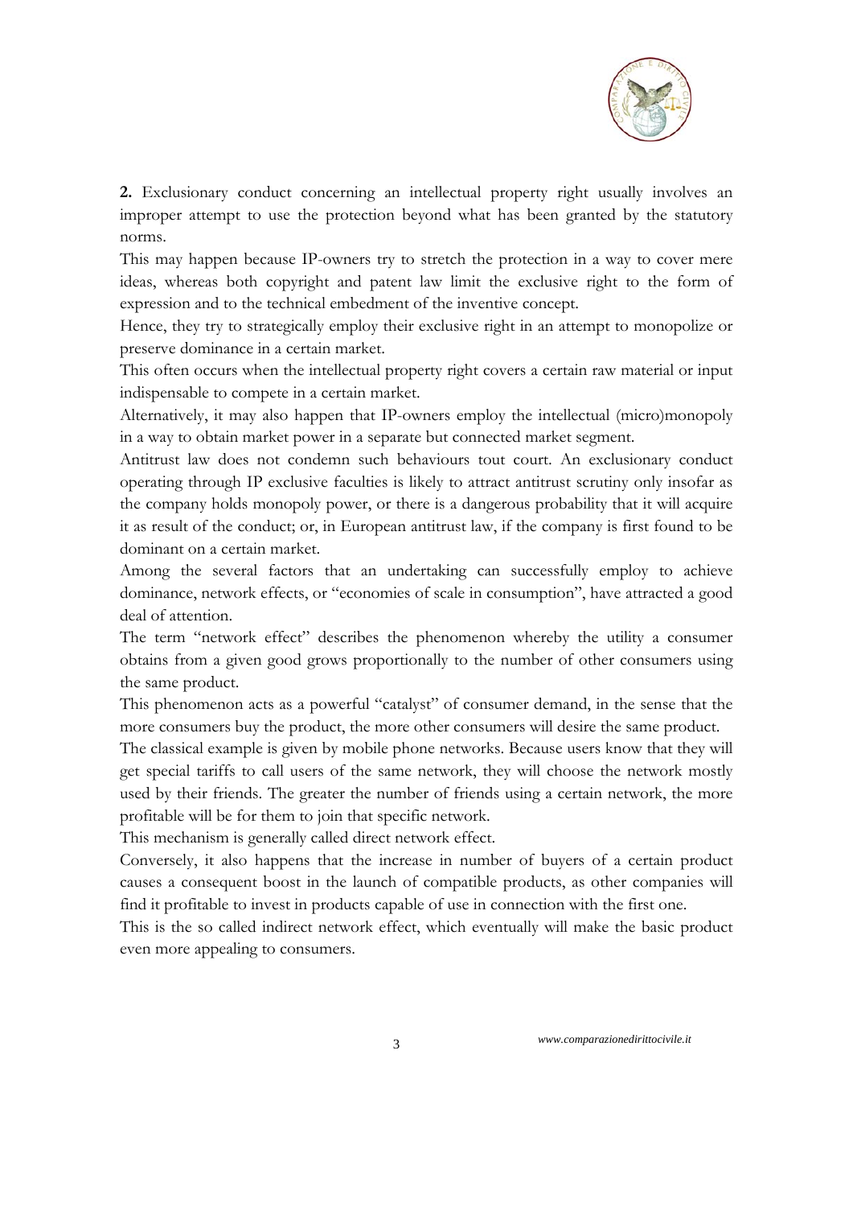**2.** Exclusionary conduct concerning an intellectual property right usually involves an improper attempt to use the protection beyond what has been granted by the statutory norms.

This may happen because IP-owners try to stretch the protection in a way to cover mere ideas, whereas both copyright and patent law limit the exclusive right to the form of expression and to the technical embedment of the inventive concept.

Hence, they try to strategically employ their exclusive right in an attempt to monopolize or preserve dominance in a certain market.

This often occurs when the intellectual property right covers a certain raw material or input indispensable to compete in a certain market.

Alternatively, it may also happen that IP-owners employ the intellectual (micro)monopoly in a way to obtain market power in a separate but connected market segment.

Antitrust law does not condemn such behaviours tout court. An exclusionary conduct operating through IP exclusive faculties is likely to attract antitrust scrutiny only insofar as the company holds monopoly power, or there is a dangerous probability that it will acquire it as result of the conduct; or, in European antitrust law, if the company is first found to be dominant on a certain market.

Among the several factors that an undertaking can successfully employ to achieve dominance, network effects, or "economies of scale in consumption", have attracted a good deal of attention.

The term "network effect" describes the phenomenon whereby the utility a consumer obtains from a given good grows proportionally to the number of other consumers using the same product.

This phenomenon acts as a powerful "catalyst" of consumer demand, in the sense that the more consumers buy the product, the more other consumers will desire the same product.

The classical example is given by mobile phone networks. Because users know that they will get special tariffs to call users of the same network, they will choose the network mostly used by their friends. The greater the number of friends using a certain network, the more profitable will be for them to join that specific network.

This mechanism is generally called direct network effect.

Conversely, it also happens that the increase in number of buyers of a certain product causes a consequent boost in the launch of compatible products, as other companies will find it profitable to invest in products capable of use in connection with the first one.

This is the so called indirect network effect, which eventually will make the basic product even more appealing to consumers.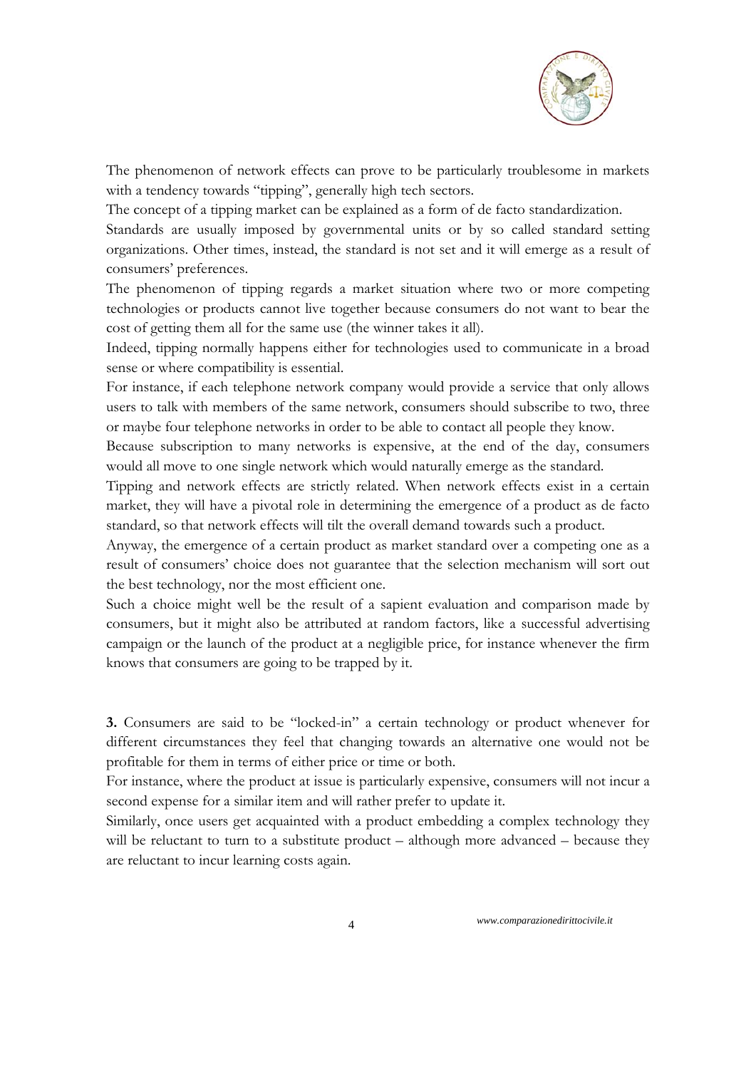The phenomenon of network effects can prove to be particularly troublesome in markets with a tendency towards "tipping", generally high tech sectors.

The concept of a tipping market can be explained as a form of de facto standardization.

Standards are usually imposed by governmental units or by so called standard setting organizations. Other times, instead, the standard is not set and it will emerge as a result of consumers' preferences.

The phenomenon of tipping regards a market situation where two or more competing technologies or products cannot live together because consumers do not want to bear the cost of getting them all for the same use (the winner takes it all).

Indeed, tipping normally happens either for technologies used to communicate in a broad sense or where compatibility is essential.

For instance, if each telephone network company would provide a service that only allows users to talk with members of the same network, consumers should subscribe to two, three or maybe four telephone networks in order to be able to contact all people they know.

Because subscription to many networks is expensive, at the end of the day, consumers would all move to one single network which would naturally emerge as the standard.

Tipping and network effects are strictly related. When network effects exist in a certain market, they will have a pivotal role in determining the emergence of a product as de facto standard, so that network effects will tilt the overall demand towards such a product.

Anyway, the emergence of a certain product as market standard over a competing one as a result of consumers' choice does not guarantee that the selection mechanism will sort out the best technology, nor the most efficient one.

Such a choice might well be the result of a sapient evaluation and comparison made by consumers, but it might also be attributed at random factors, like a successful advertising campaign or the launch of the product at a negligible price, for instance whenever the firm knows that consumers are going to be trapped by it.

**3.** Consumers are said to be "locked-in" a certain technology or product whenever for different circumstances they feel that changing towards an alternative one would not be profitable for them in terms of either price or time or both.

For instance, where the product at issue is particularly expensive, consumers will not incur a second expense for a similar item and will rather prefer to update it.

Similarly, once users get acquainted with a product embedding a complex technology they will be reluctant to turn to a substitute product – although more advanced – because they are reluctant to incur learning costs again.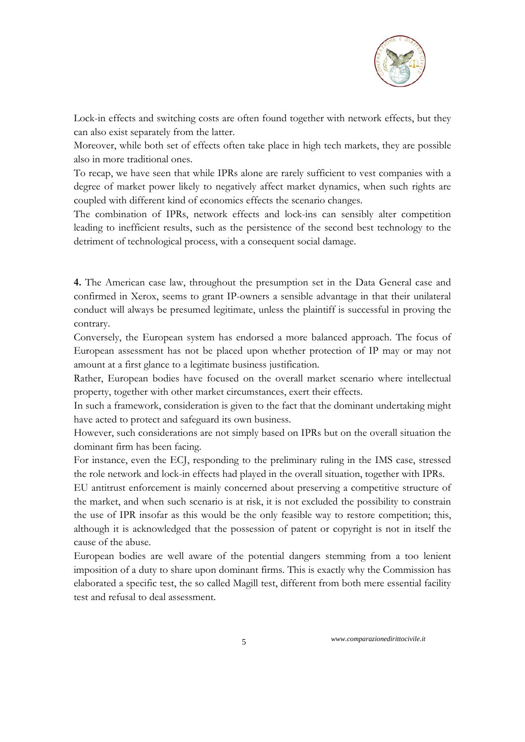Lock-in effects and switching costs are often found together with network effects, but they can also exist separately from the latter.

Moreover, while both set of effects often take place in high tech markets, they are possible also in more traditional ones.

To recap, we have seen that while IPRs alone are rarely sufficient to vest companies with a degree of market power likely to negatively affect market dynamics, when such rights are coupled with different kind of economics effects the scenario changes.

The combination of IPRs, network effects and lock-ins can sensibly alter competition leading to inefficient results, such as the persistence of the second best technology to the detriment of technological process, with a consequent social damage.

**4.** The American case law, throughout the presumption set in the Data General case and confirmed in Xerox, seems to grant IP-owners a sensible advantage in that their unilateral conduct will always be presumed legitimate, unless the plaintiff is successful in proving the contrary.

Conversely, the European system has endorsed a more balanced approach. The focus of European assessment has not be placed upon whether protection of IP may or may not amount at a first glance to a legitimate business justification.

Rather, European bodies have focused on the overall market scenario where intellectual property, together with other market circumstances, exert their effects.

In such a framework, consideration is given to the fact that the dominant undertaking might have acted to protect and safeguard its own business.

However, such considerations are not simply based on IPRs but on the overall situation the dominant firm has been facing.

For instance, even the ECJ, responding to the preliminary ruling in the IMS case, stressed the role network and lock-in effects had played in the overall situation, together with IPRs.

EU antitrust enforcement is mainly concerned about preserving a competitive structure of the market, and when such scenario is at risk, it is not excluded the possibility to constrain the use of IPR insofar as this would be the only feasible way to restore competition; this, although it is acknowledged that the possession of patent or copyright is not in itself the cause of the abuse.

European bodies are well aware of the potential dangers stemming from a too lenient imposition of a duty to share upon dominant firms. This is exactly why the Commission has elaborated a specific test, the so called Magill test, different from both mere essential facility test and refusal to deal assessment.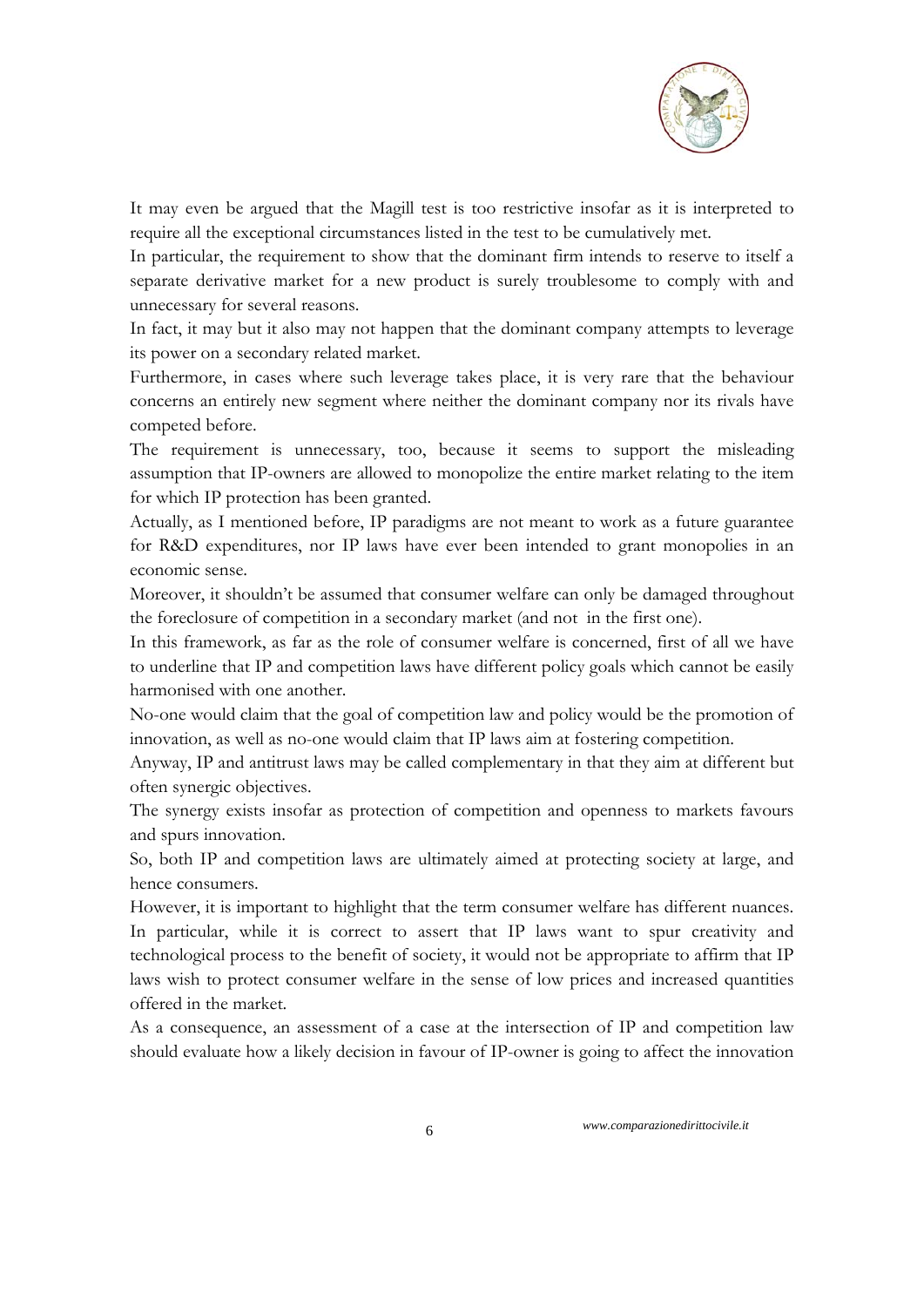It may even be argued that the Magill test is too restrictive insofar as it is interpreted to require all the exceptional circumstances listed in the test to be cumulatively met.

In particular, the requirement to show that the dominant firm intends to reserve to itself a separate derivative market for a new product is surely troublesome to comply with and unnecessary for several reasons.

In fact, it may but it also may not happen that the dominant company attempts to leverage its power on a secondary related market.

Furthermore, in cases where such leverage takes place, it is very rare that the behaviour concerns an entirely new segment where neither the dominant company nor its rivals have competed before.

The requirement is unnecessary, too, because it seems to support the misleading assumption that IP-owners are allowed to monopolize the entire market relating to the item for which IP protection has been granted.

Actually, as I mentioned before, IP paradigms are not meant to work as a future guarantee for R&D expenditures, nor IP laws have ever been intended to grant monopolies in an economic sense.

Moreover, it shouldn't be assumed that consumer welfare can only be damaged throughout the foreclosure of competition in a secondary market (and not in the first one).

In this framework, as far as the role of consumer welfare is concerned, first of all we have to underline that IP and competition laws have different policy goals which cannot be easily harmonised with one another.

No-one would claim that the goal of competition law and policy would be the promotion of innovation, as well as no-one would claim that IP laws aim at fostering competition.

Anyway, IP and antitrust laws may be called complementary in that they aim at different but often synergic objectives.

The synergy exists insofar as protection of competition and openness to markets favours and spurs innovation.

So, both IP and competition laws are ultimately aimed at protecting society at large, and hence consumers.

However, it is important to highlight that the term consumer welfare has different nuances. In particular, while it is correct to assert that IP laws want to spur creativity and technological process to the benefit of society, it would not be appropriate to affirm that IP laws wish to protect consumer welfare in the sense of low prices and increased quantities offered in the market.

As a consequence, an assessment of a case at the intersection of IP and competition law should evaluate how a likely decision in favour of IP-owner is going to affect the innovation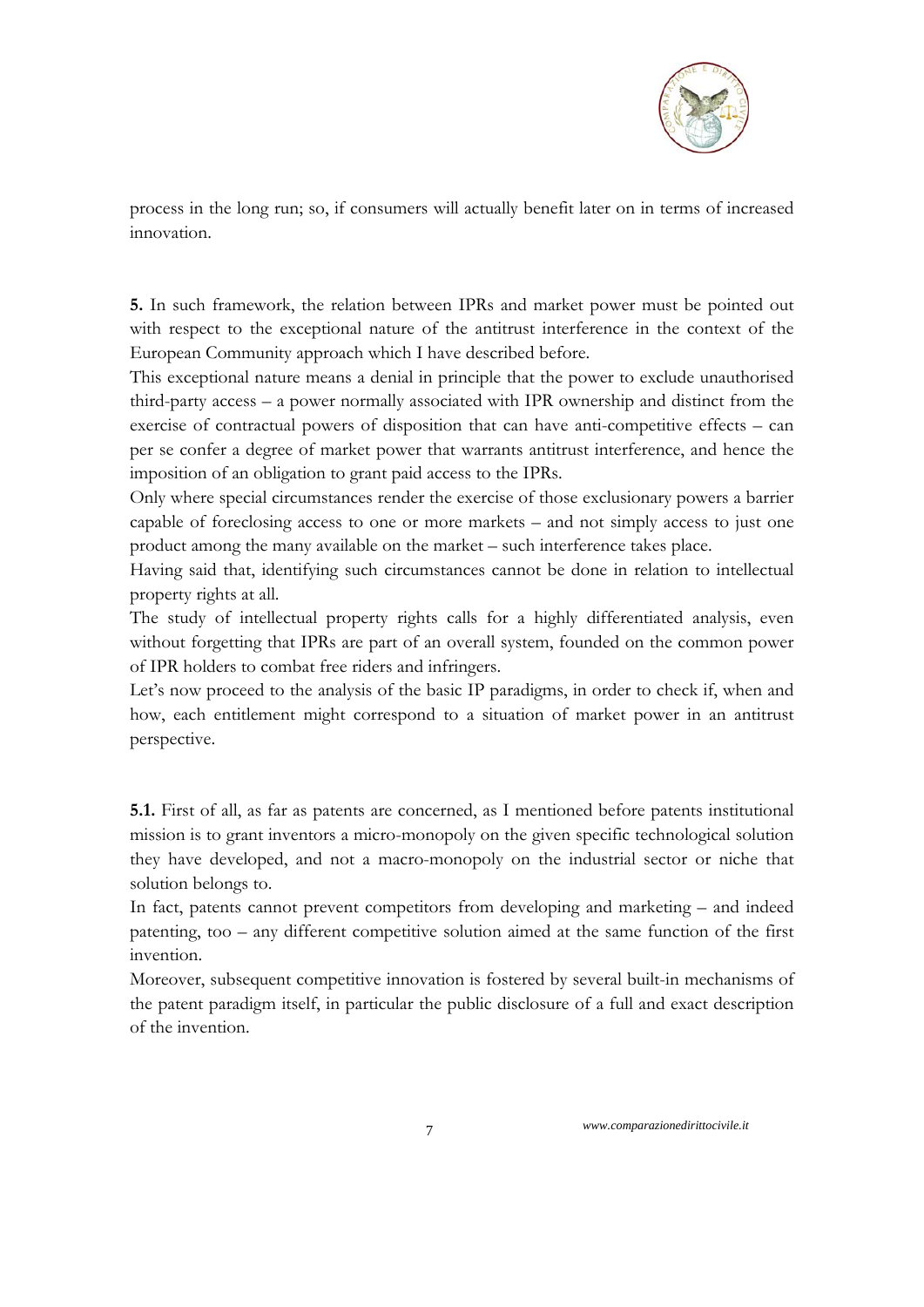process in the long run; so, if consumers will actually benefit later on in terms of increased innovation.

**5.** In such framework, the relation between IPRs and market power must be pointed out with respect to the exceptional nature of the antitrust interference in the context of the European Community approach which I have described before.

This exceptional nature means a denial in principle that the power to exclude unauthorised third-party access – a power normally associated with IPR ownership and distinct from the exercise of contractual powers of disposition that can have anti-competitive effects – can per se confer a degree of market power that warrants antitrust interference, and hence the imposition of an obligation to grant paid access to the IPRs.

Only where special circumstances render the exercise of those exclusionary powers a barrier capable of foreclosing access to one or more markets – and not simply access to just one product among the many available on the market – such interference takes place.

Having said that, identifying such circumstances cannot be done in relation to intellectual property rights at all.

The study of intellectual property rights calls for a highly differentiated analysis, even without forgetting that IPRs are part of an overall system, founded on the common power of IPR holders to combat free riders and infringers.

Let's now proceed to the analysis of the basic IP paradigms, in order to check if, when and how, each entitlement might correspond to a situation of market power in an antitrust perspective.

**5.1.** First of all, as far as patents are concerned, as I mentioned before patents institutional mission is to grant inventors a micro-monopoly on the given specific technological solution they have developed, and not a macro-monopoly on the industrial sector or niche that solution belongs to.

In fact, patents cannot prevent competitors from developing and marketing – and indeed patenting, too – any different competitive solution aimed at the same function of the first invention.

Moreover, subsequent competitive innovation is fostered by several built-in mechanisms of the patent paradigm itself, in particular the public disclosure of a full and exact description of the invention.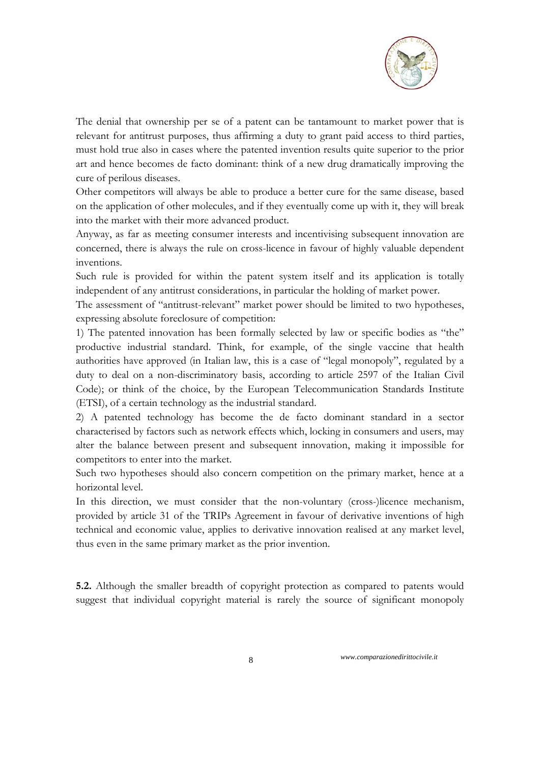The denial that ownership per se of a patent can be tantamount to market power that is relevant for antitrust purposes, thus affirming a duty to grant paid access to third parties, must hold true also in cases where the patented invention results quite superior to the prior art and hence becomes de facto dominant: think of a new drug dramatically improving the cure of perilous diseases.

Other competitors will always be able to produce a better cure for the same disease, based on the application of other molecules, and if they eventually come up with it, they will break into the market with their more advanced product.

Anyway, as far as meeting consumer interests and incentivising subsequent innovation are concerned, there is always the rule on cross-licence in favour of highly valuable dependent inventions.

Such rule is provided for within the patent system itself and its application is totally independent of any antitrust considerations, in particular the holding of market power.

The assessment of "antitrust-relevant" market power should be limited to two hypotheses, expressing absolute foreclosure of competition:

1) The patented innovation has been formally selected by law or specific bodies as "the" productive industrial standard. Think, for example, of the single vaccine that health authorities have approved (in Italian law, this is a case of "legal monopoly", regulated by a duty to deal on a non-discriminatory basis, according to article 2597 of the Italian Civil Code); or think of the choice, by the European Telecommunication Standards Institute (ETSI), of a certain technology as the industrial standard.

2) A patented technology has become the de facto dominant standard in a sector characterised by factors such as network effects which, locking in consumers and users, may alter the balance between present and subsequent innovation, making it impossible for competitors to enter into the market.

Such two hypotheses should also concern competition on the primary market, hence at a horizontal level.

In this direction, we must consider that the non-voluntary (cross-)licence mechanism, provided by article 31 of the TRIPs Agreement in favour of derivative inventions of high technical and economic value, applies to derivative innovation realised at any market level, thus even in the same primary market as the prior invention.

**5.2.** Although the smaller breadth of copyright protection as compared to patents would suggest that individual copyright material is rarely the source of significant monopoly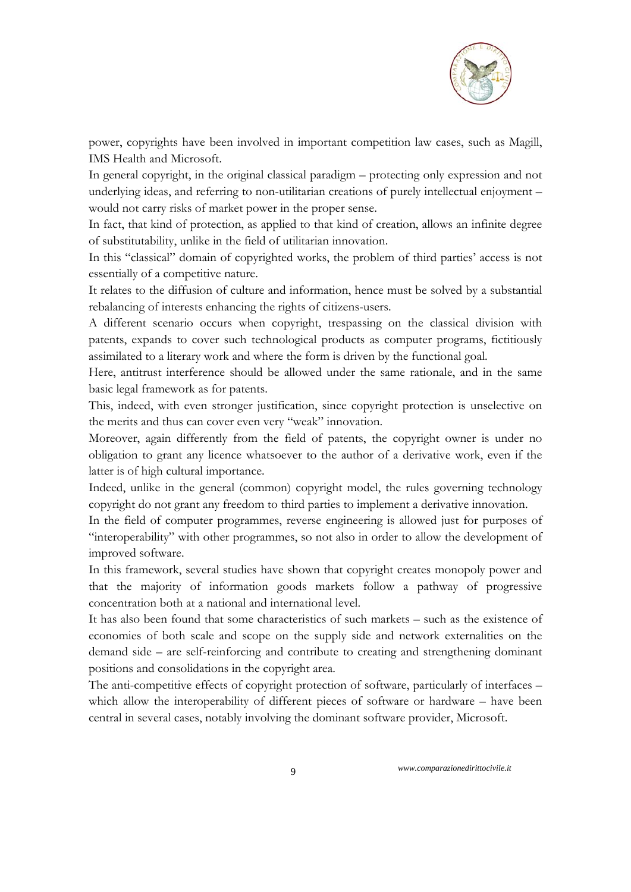power, copyrights have been involved in important competition law cases, such as Magill, IMS Health and Microsoft.

In general copyright, in the original classical paradigm – protecting only expression and not underlying ideas, and referring to non-utilitarian creations of purely intellectual enjoyment – would not carry risks of market power in the proper sense.

In fact, that kind of protection, as applied to that kind of creation, allows an infinite degree of substitutability, unlike in the field of utilitarian innovation.

In this "classical" domain of copyrighted works, the problem of third parties' access is not essentially of a competitive nature.

It relates to the diffusion of culture and information, hence must be solved by a substantial rebalancing of interests enhancing the rights of citizens-users.

A different scenario occurs when copyright, trespassing on the classical division with patents, expands to cover such technological products as computer programs, fictitiously assimilated to a literary work and where the form is driven by the functional goal.

Here, antitrust interference should be allowed under the same rationale, and in the same basic legal framework as for patents.

This, indeed, with even stronger justification, since copyright protection is unselective on the merits and thus can cover even very "weak" innovation.

Moreover, again differently from the field of patents, the copyright owner is under no obligation to grant any licence whatsoever to the author of a derivative work, even if the latter is of high cultural importance.

Indeed, unlike in the general (common) copyright model, the rules governing technology copyright do not grant any freedom to third parties to implement a derivative innovation.

In the field of computer programmes, reverse engineering is allowed just for purposes of "interoperability" with other programmes, so not also in order to allow the development of improved software.

In this framework, several studies have shown that copyright creates monopoly power and that the majority of information goods markets follow a pathway of progressive concentration both at a national and international level.

It has also been found that some characteristics of such markets – such as the existence of economies of both scale and scope on the supply side and network externalities on the demand side – are self-reinforcing and contribute to creating and strengthening dominant positions and consolidations in the copyright area.

The anti-competitive effects of copyright protection of software, particularly of interfaces – which allow the interoperability of different pieces of software or hardware – have been central in several cases, notably involving the dominant software provider, Microsoft.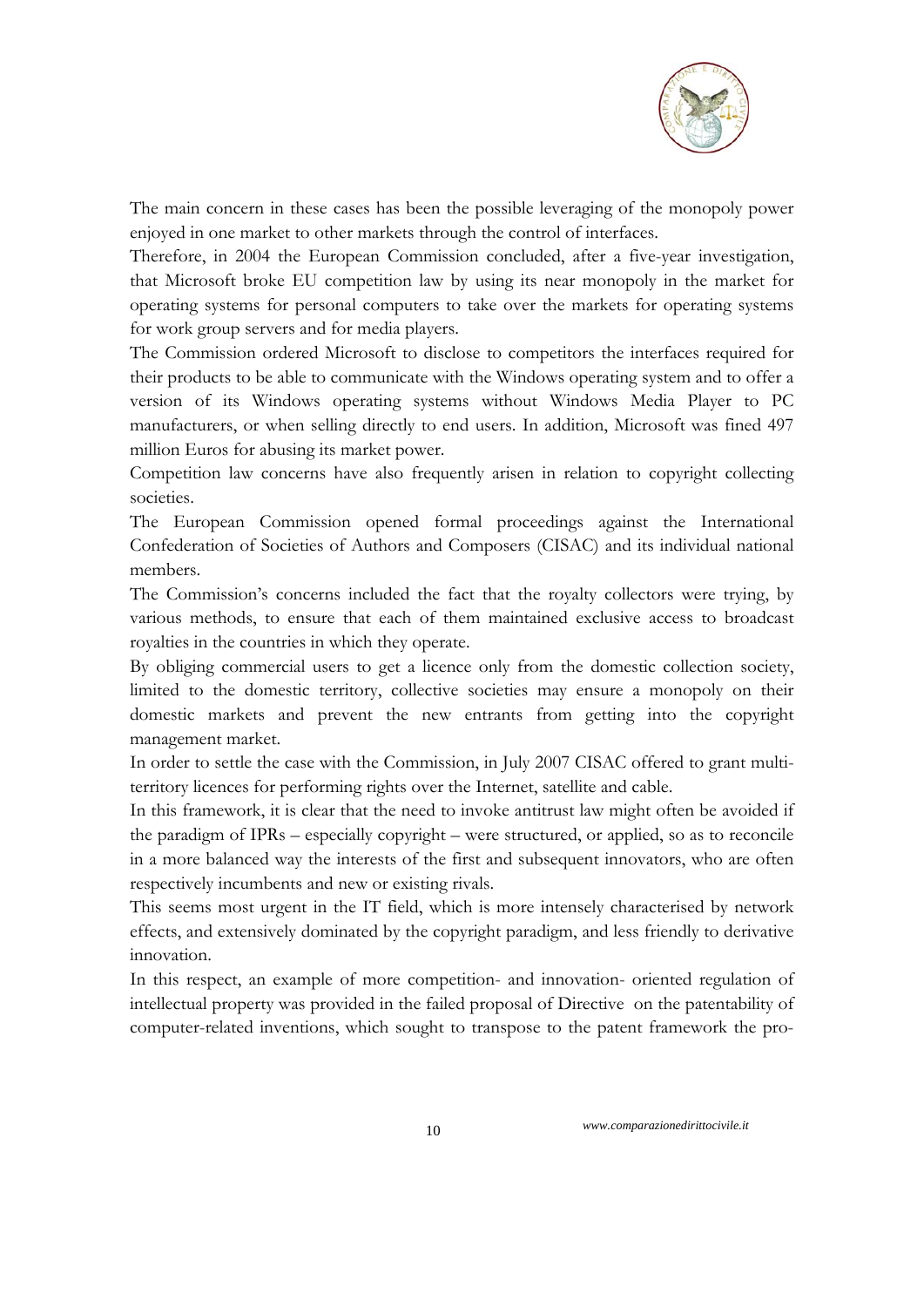The main concern in these cases has been the possible leveraging of the monopoly power enjoyed in one market to other markets through the control of interfaces.

Therefore, in 2004 the European Commission concluded, after a five-year investigation, that Microsoft broke EU competition law by using its near monopoly in the market for operating systems for personal computers to take over the markets for operating systems for work group servers and for media players.

The Commission ordered Microsoft to disclose to competitors the interfaces required for their products to be able to communicate with the Windows operating system and to offer a version of its Windows operating systems without Windows Media Player to PC manufacturers, or when selling directly to end users. In addition, Microsoft was fined 497 million Euros for abusing its market power.

Competition law concerns have also frequently arisen in relation to copyright collecting societies.

The European Commission opened formal proceedings against the International Confederation of Societies of Authors and Composers (CISAC) and its individual national members.

The Commission's concerns included the fact that the royalty collectors were trying, by various methods, to ensure that each of them maintained exclusive access to broadcast royalties in the countries in which they operate.

By obliging commercial users to get a licence only from the domestic collection society, limited to the domestic territory, collective societies may ensure a monopoly on their domestic markets and prevent the new entrants from getting into the copyright management market.

In order to settle the case with the Commission, in July 2007 CISAC offered to grant multi-territory licences for performing rights over the Internet, satellite and cable.

In this framework, it is clear that the need to invoke antitrust law might often be avoided if the paradigm of IPRs – especially copyright – were structured, or applied, so as to reconcile in a more balanced way the interests of the first and subsequent innovators, who are often respectively incumbents and new or existing rivals.

This seems most urgent in the IT field, which is more intensely characterised by network effects, and extensively dominated by the copyright paradigm, and less friendly to derivative innovation.

In this respect, an example of more competition- and innovation- oriented regulation of intellectual property was provided in the failed proposal of Directive on the patentability of computer-related inventions, which sought to transpose to the patent framework the pro-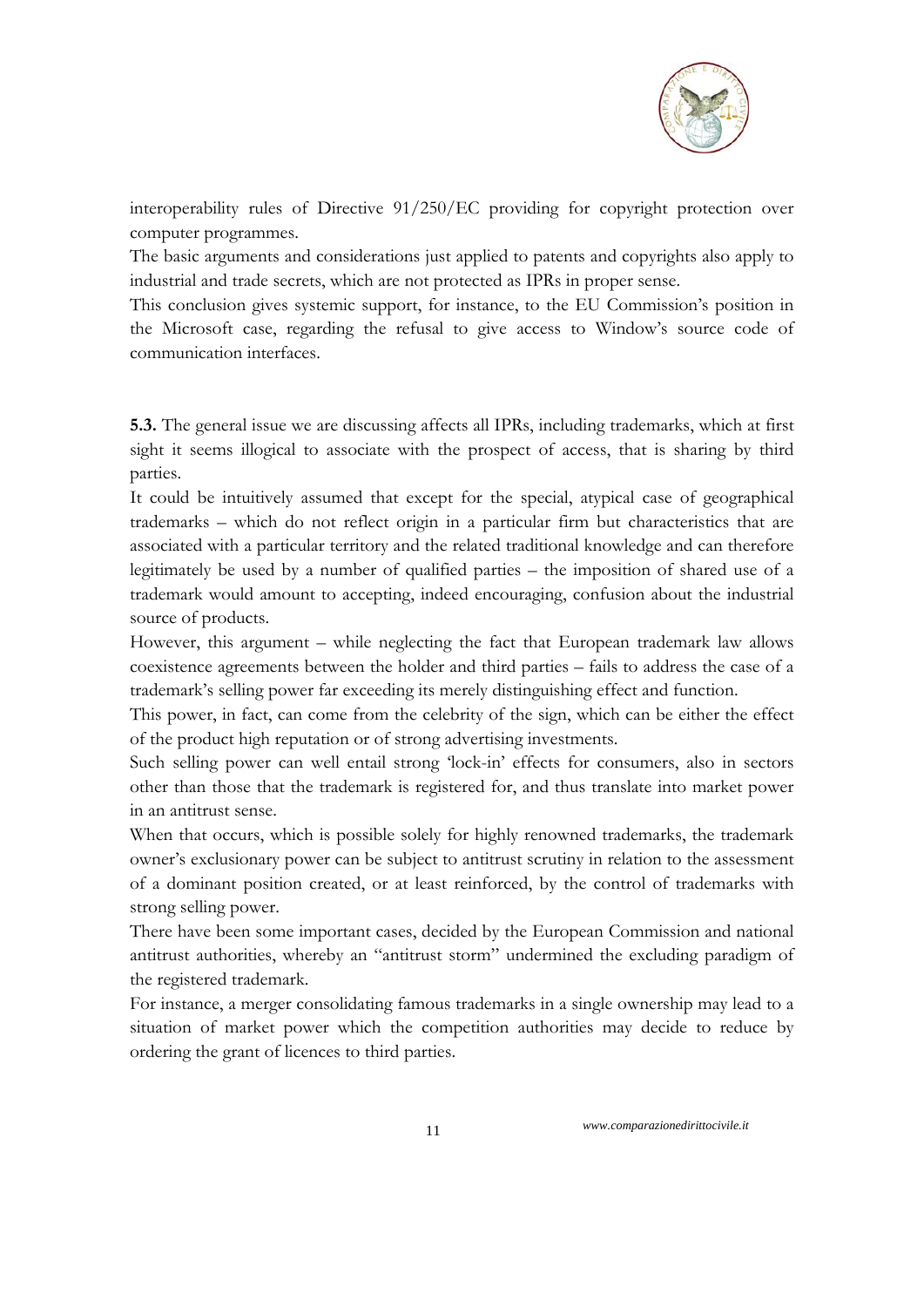interoperability rules of Directive 91/250/EC providing for copyright protection over computer programmes.

The basic arguments and considerations just applied to patents and copyrights also apply to industrial and trade secrets, which are not protected as IPRs in proper sense.

This conclusion gives systemic support, for instance, to the EU Commission's position in the Microsoft case, regarding the refusal to give access to Window's source code of communication interfaces.

**5.3.** The general issue we are discussing affects all IPRs, including trademarks, which at first sight it seems illogical to associate with the prospect of access, that is sharing by third parties.

It could be intuitively assumed that except for the special, atypical case of geographical trademarks – which do not reflect origin in a particular firm but characteristics that are associated with a particular territory and the related traditional knowledge and can therefore legitimately be used by a number of qualified parties – the imposition of shared use of a trademark would amount to accepting, indeed encouraging, confusion about the industrial source of products.

However, this argument – while neglecting the fact that European trademark law allows coexistence agreements between the holder and third parties – fails to address the case of a trademark's selling power far exceeding its merely distinguishing effect and function.

This power, in fact, can come from the celebrity of the sign, which can be either the effect of the product high reputation or of strong advertising investments.

Such selling power can well entail strong 'lock-in' effects for consumers, also in sectors other than those that the trademark is registered for, and thus translate into market power in an antitrust sense.

When that occurs, which is possible solely for highly renowned trademarks, the trademark owner's exclusionary power can be subject to antitrust scrutiny in relation to the assessment of a dominant position created, or at least reinforced, by the control of trademarks with strong selling power.

There have been some important cases, decided by the European Commission and national antitrust authorities, whereby an "antitrust storm" undermined the excluding paradigm of the registered trademark.

For instance, a merger consolidating famous trademarks in a single ownership may lead to a situation of market power which the competition authorities may decide to reduce by ordering the grant of licences to third parties.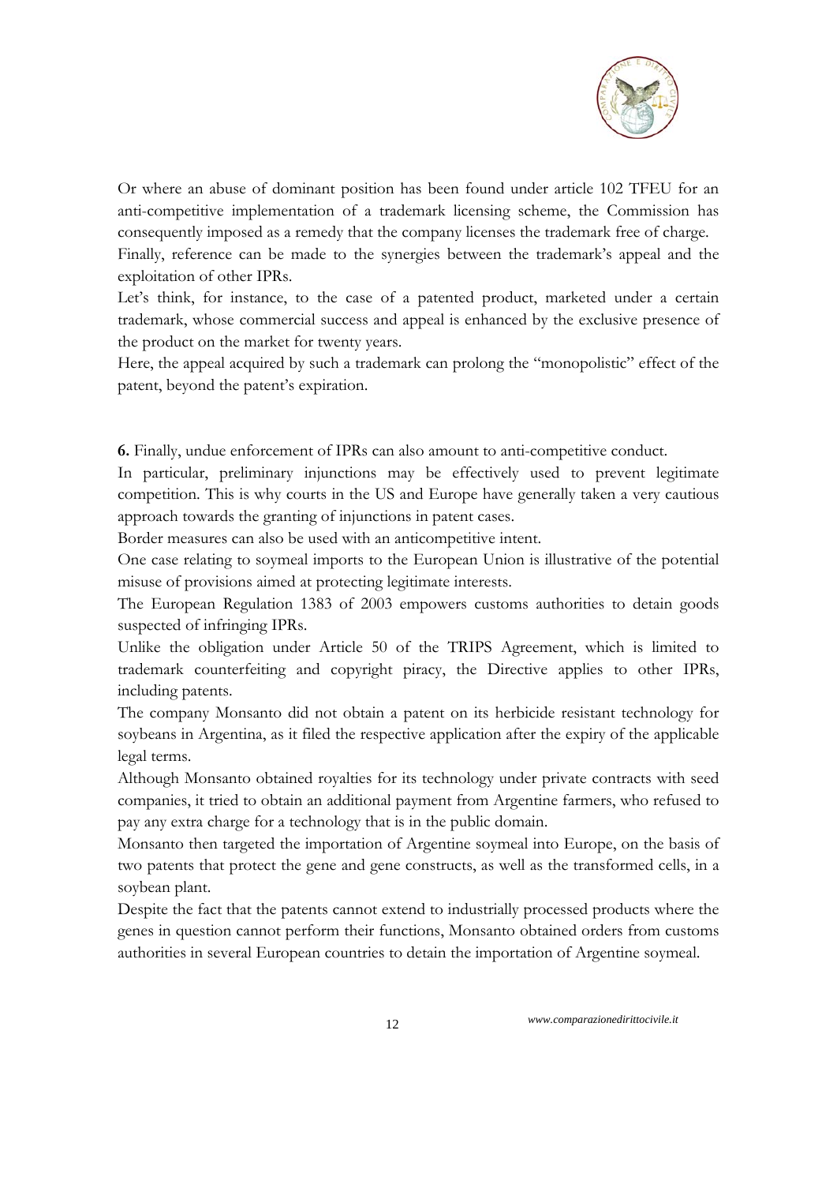Or where an abuse of dominant position has been found under article 102 TFEU for an anti-competitive implementation of a trademark licensing scheme, the Commission has consequently imposed as a remedy that the company licenses the trademark free of charge.

Finally, reference can be made to the synergies between the trademark's appeal and the exploitation of other IPRs.

Let's think, for instance, to the case of a patented product, marketed under a certain trademark, whose commercial success and appeal is enhanced by the exclusive presence of the product on the market for twenty years.

Here, the appeal acquired by such a trademark can prolong the "monopolistic" effect of the patent, beyond the patent's expiration.

**6.** Finally, undue enforcement of IPRs can also amount to anti-competitive conduct.

In particular, preliminary injunctions may be effectively used to prevent legitimate competition. This is why courts in the US and Europe have generally taken a very cautious approach towards the granting of injunctions in patent cases.

Border measures can also be used with an anticompetitive intent.

One case relating to soymeal imports to the European Union is illustrative of the potential misuse of provisions aimed at protecting legitimate interests.

The European Regulation 1383 of 2003 empowers customs authorities to detain goods suspected of infringing IPRs.

Unlike the obligation under Article 50 of the TRIPS Agreement, which is limited to trademark counterfeiting and copyright piracy, the Directive applies to other IPRs, including patents.

The company Monsanto did not obtain a patent on its herbicide resistant technology for soybeans in Argentina, as it filed the respective application after the expiry of the applicable legal terms.

Although Monsanto obtained royalties for its technology under private contracts with seed companies, it tried to obtain an additional payment from Argentine farmers, who refused to pay any extra charge for a technology that is in the public domain.

Monsanto then targeted the importation of Argentine soymeal into Europe, on the basis of two patents that protect the gene and gene constructs, as well as the transformed cells, in a soybean plant.

Despite the fact that the patents cannot extend to industrially processed products where the genes in question cannot perform their functions, Monsanto obtained orders from customs authorities in several European countries to detain the importation of Argentine soymeal.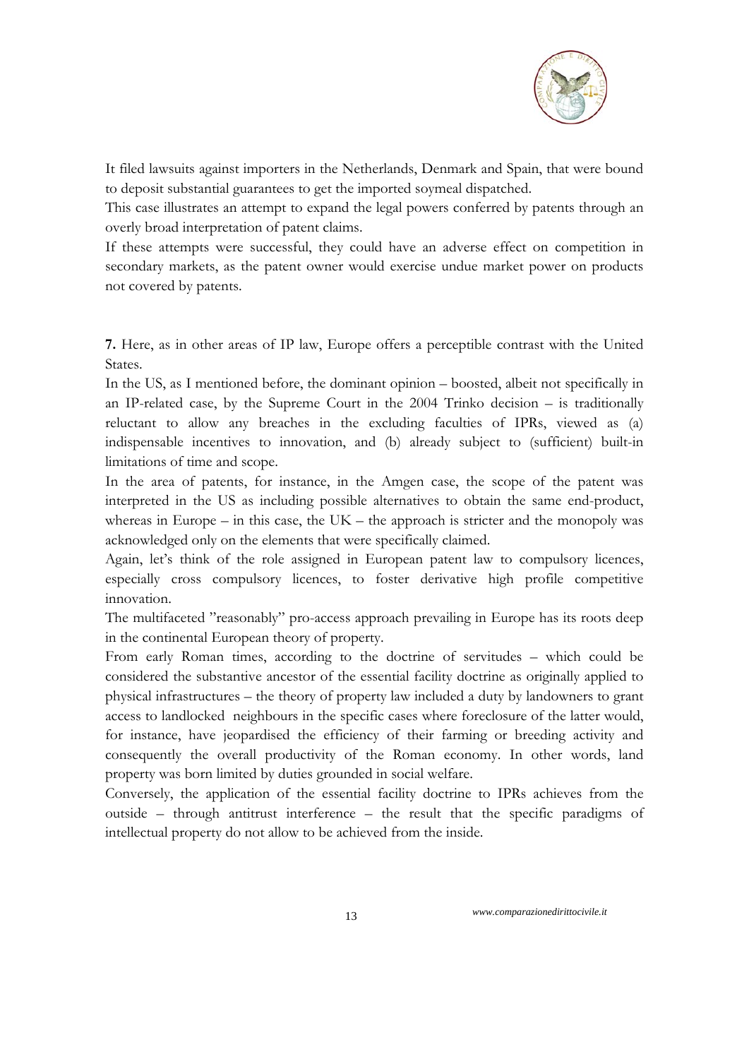It filed lawsuits against importers in the Netherlands, Denmark and Spain, that were bound to deposit substantial guarantees to get the imported soymeal dispatched.

This case illustrates an attempt to expand the legal powers conferred by patents through an overly broad interpretation of patent claims.

If these attempts were successful, they could have an adverse effect on competition in secondary markets, as the patent owner would exercise undue market power on products not covered by patents.

**7.** Here, as in other areas of IP law, Europe offers a perceptible contrast with the United States.

In the US, as I mentioned before, the dominant opinion – boosted, albeit not specifically in an IP-related case, by the Supreme Court in the 2004 Trinko decision – is traditionally reluctant to allow any breaches in the excluding faculties of IPRs, viewed as (a) indispensable incentives to innovation, and (b) already subject to (sufficient) built-in limitations of time and scope.

In the area of patents, for instance, in the Amgen case, the scope of the patent was interpreted in the US as including possible alternatives to obtain the same end-product, whereas in Europe – in this case, the UK – the approach is stricter and the monopoly was acknowledged only on the elements that were specifically claimed.

Again, let's think of the role assigned in European patent law to compulsory licences, especially cross compulsory licences, to foster derivative high profile competitive innovation.

The multifaceted "reasonably" pro-access approach prevailing in Europe has its roots deep in the continental European theory of property.

From early Roman times, according to the doctrine of servitudes – which could be considered the substantive ancestor of the essential facility doctrine as originally applied to physical infrastructures – the theory of property law included a duty by landowners to grant access to landlocked neighbours in the specific cases where foreclosure of the latter would, for instance, have jeopardised the efficiency of their farming or breeding activity and consequently the overall productivity of the Roman economy. In other words, land property was born limited by duties grounded in social welfare.

Conversely, the application of the essential facility doctrine to IPRs achieves from the outside – through antitrust interference – the result that the specific paradigms of intellectual property do not allow to be achieved from the inside.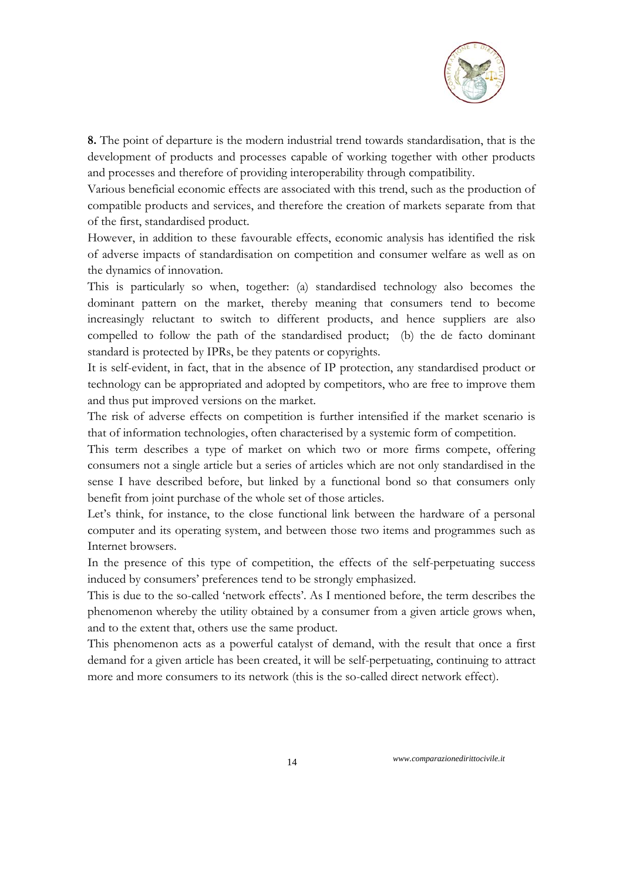**8.** The point of departure is the modern industrial trend towards standardisation, that is the development of products and processes capable of working together with other products and processes and therefore of providing interoperability through compatibility.

Various beneficial economic effects are associated with this trend, such as the production of compatible products and services, and therefore the creation of markets separate from that of the first, standardised product.

However, in addition to these favourable effects, economic analysis has identified the risk of adverse impacts of standardisation on competition and consumer welfare as well as on the dynamics of innovation.

This is particularly so when, together: (a) standardised technology also becomes the dominant pattern on the market, thereby meaning that consumers tend to become increasingly reluctant to switch to different products, and hence suppliers are also compelled to follow the path of the standardised product; (b) the de facto dominant standard is protected by IPRs, be they patents or copyrights.

It is self-evident, in fact, that in the absence of IP protection, any standardised product or technology can be appropriated and adopted by competitors, who are free to improve them and thus put improved versions on the market.

The risk of adverse effects on competition is further intensified if the market scenario is that of information technologies, often characterised by a systemic form of competition.

This term describes a type of market on which two or more firms compete, offering consumers not a single article but a series of articles which are not only standardised in the sense I have described before, but linked by a functional bond so that consumers only benefit from joint purchase of the whole set of those articles.

Let's think, for instance, to the close functional link between the hardware of a personal computer and its operating system, and between those two items and programmes such as Internet browsers.

In the presence of this type of competition, the effects of the self-perpetuating success induced by consumers' preferences tend to be strongly emphasized.

This is due to the so-called 'network effects'. As I mentioned before, the term describes the phenomenon whereby the utility obtained by a consumer from a given article grows when, and to the extent that, others use the same product.

This phenomenon acts as a powerful catalyst of demand, with the result that once a first demand for a given article has been created, it will be self-perpetuating, continuing to attract more and more consumers to its network (this is the so-called direct network effect).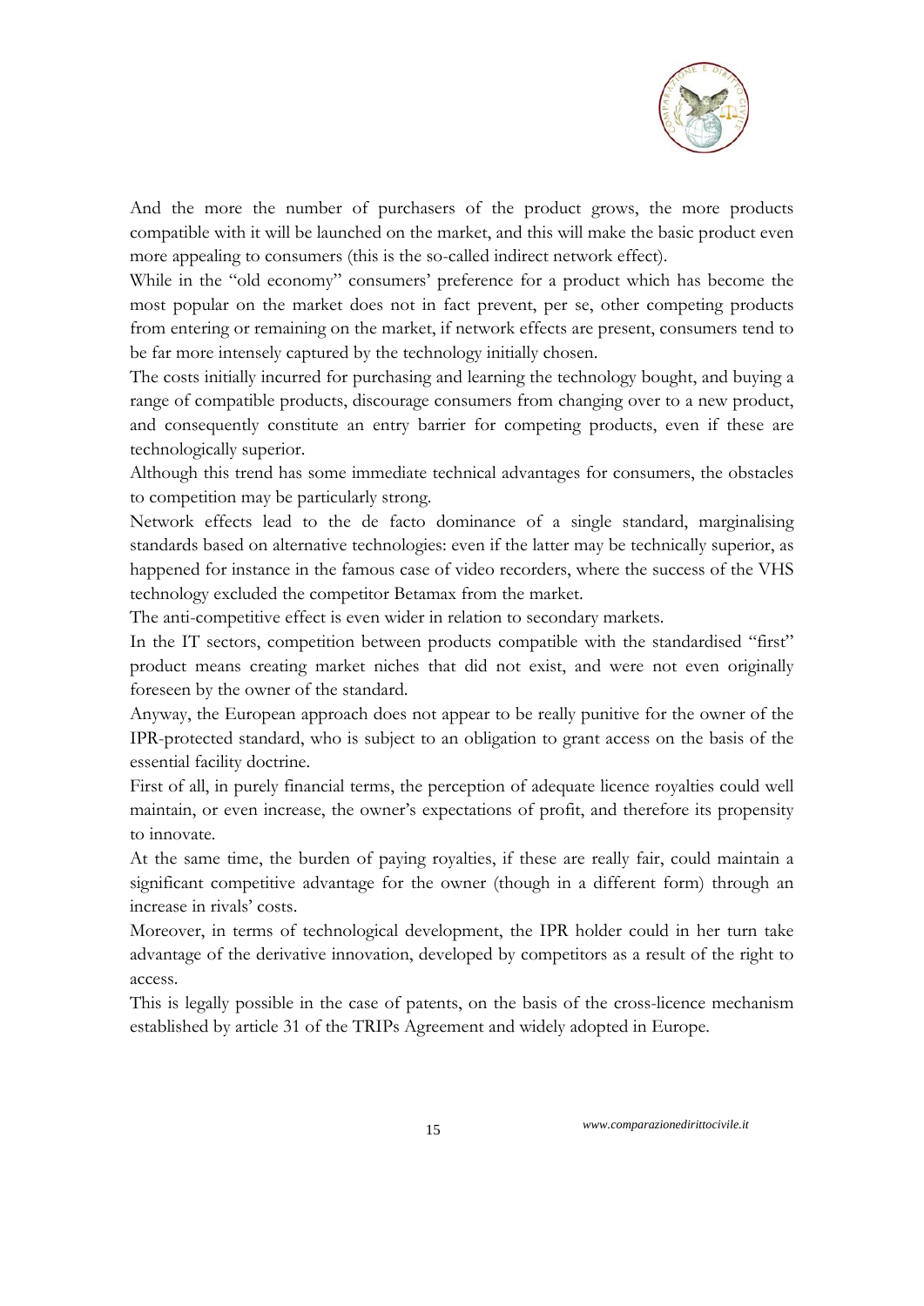And the more the number of purchasers of the product grows, the more products compatible with it will be launched on the market, and this will make the basic product even more appealing to consumers (this is the so-called indirect network effect).

While in the "old economy" consumers' preference for a product which has become the most popular on the market does not in fact prevent, per se, other competing products from entering or remaining on the market, if network effects are present, consumers tend to be far more intensely captured by the technology initially chosen.

The costs initially incurred for purchasing and learning the technology bought, and buying a range of compatible products, discourage consumers from changing over to a new product, and consequently constitute an entry barrier for competing products, even if these are technologically superior.

Although this trend has some immediate technical advantages for consumers, the obstacles to competition may be particularly strong.

Network effects lead to the de facto dominance of a single standard, marginalising standards based on alternative technologies: even if the latter may be technically superior, as happened for instance in the famous case of video recorders, where the success of the VHS technology excluded the competitor Betamax from the market.

The anti-competitive effect is even wider in relation to secondary markets.

In the IT sectors, competition between products compatible with the standardised "first" product means creating market niches that did not exist, and were not even originally foreseen by the owner of the standard.

Anyway, the European approach does not appear to be really punitive for the owner of the IPR-protected standard, who is subject to an obligation to grant access on the basis of the essential facility doctrine.

First of all, in purely financial terms, the perception of adequate licence royalties could well maintain, or even increase, the owner's expectations of profit, and therefore its propensity to innovate.

At the same time, the burden of paying royalties, if these are really fair, could maintain a significant competitive advantage for the owner (though in a different form) through an increase in rivals' costs.

Moreover, in terms of technological development, the IPR holder could in her turn take advantage of the derivative innovation, developed by competitors as a result of the right to access.

This is legally possible in the case of patents, on the basis of the cross-licence mechanism established by article 31 of the TRIPs Agreement and widely adopted in Europe.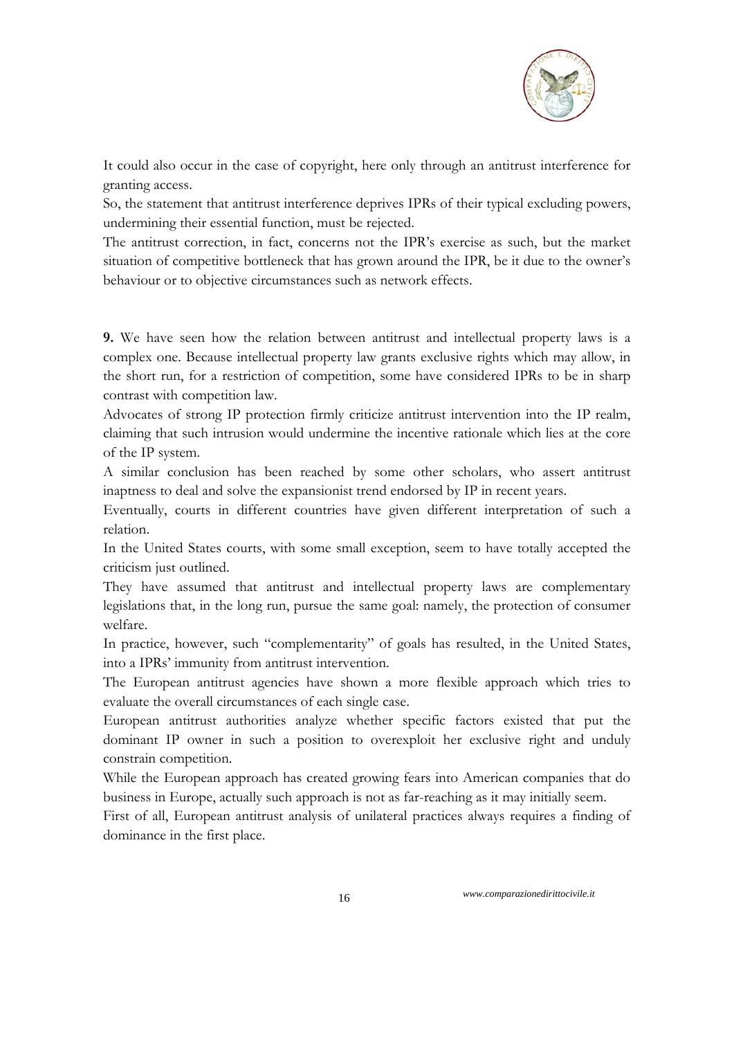It could also occur in the case of copyright, here only through an antitrust interference for granting access.

So, the statement that antitrust interference deprives IPRs of their typical excluding powers, undermining their essential function, must be rejected.

The antitrust correction, in fact, concerns not the IPR's exercise as such, but the market situation of competitive bottleneck that has grown around the IPR, be it due to the owner's behaviour or to objective circumstances such as network effects.

**9.** We have seen how the relation between antitrust and intellectual property laws is a complex one. Because intellectual property law grants exclusive rights which may allow, in the short run, for a restriction of competition, some have considered IPRs to be in sharp contrast with competition law.

Advocates of strong IP protection firmly criticize antitrust intervention into the IP realm, claiming that such intrusion would undermine the incentive rationale which lies at the core of the IP system.

A similar conclusion has been reached by some other scholars, who assert antitrust inaptness to deal and solve the expansionist trend endorsed by IP in recent years.

Eventually, courts in different countries have given different interpretation of such a relation.

In the United States courts, with some small exception, seem to have totally accepted the criticism just outlined.

They have assumed that antitrust and intellectual property laws are complementary legislations that, in the long run, pursue the same goal: namely, the protection of consumer welfare.

In practice, however, such "complementarity" of goals has resulted, in the United States, into a IPRs' immunity from antitrust intervention.

The European antitrust agencies have shown a more flexible approach which tries to evaluate the overall circumstances of each single case.

European antitrust authorities analyze whether specific factors existed that put the dominant IP owner in such a position to overexploit her exclusive right and unduly constrain competition.

While the European approach has created growing fears into American companies that do business in Europe, actually such approach is not as far-reaching as it may initially seem.

First of all, European antitrust analysis of unilateral practices always requires a finding of dominance in the first place.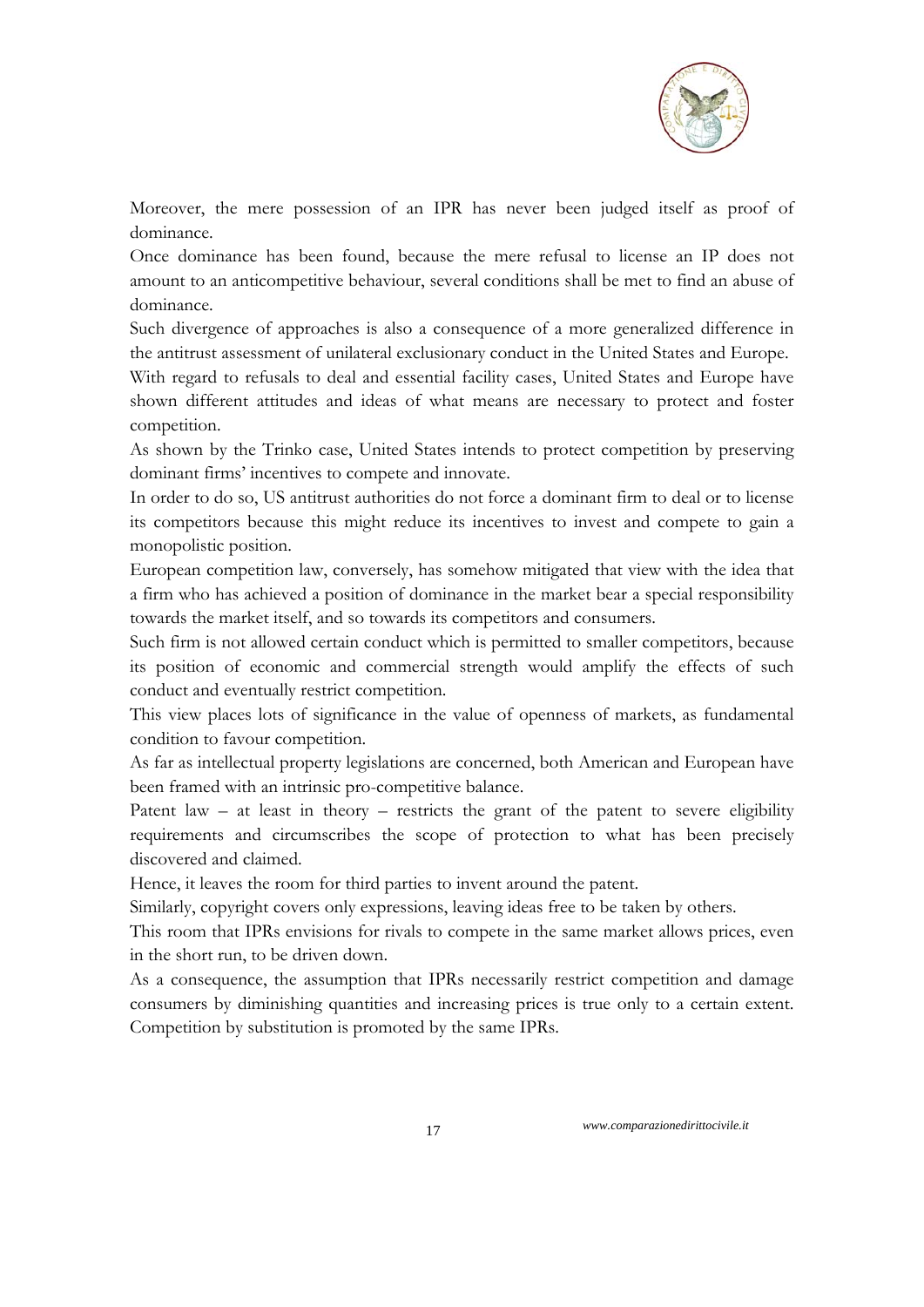Moreover, the mere possession of an IPR has never been judged itself as proof of dominance.

Once dominance has been found, because the mere refusal to license an IP does not amount to an anticompetitive behaviour, several conditions shall be met to find an abuse of dominance.

Such divergence of approaches is also a consequence of a more generalized difference in the antitrust assessment of unilateral exclusionary conduct in the United States and Europe.

With regard to refusals to deal and essential facility cases, United States and Europe have shown different attitudes and ideas of what means are necessary to protect and foster competition.

As shown by the Trinko case, United States intends to protect competition by preserving dominant firms' incentives to compete and innovate.

In order to do so, US antitrust authorities do not force a dominant firm to deal or to license its competitors because this might reduce its incentives to invest and compete to gain a monopolistic position.

European competition law, conversely, has somehow mitigated that view with the idea that a firm who has achieved a position of dominance in the market bear a special responsibility towards the market itself, and so towards its competitors and consumers.

Such firm is not allowed certain conduct which is permitted to smaller competitors, because its position of economic and commercial strength would amplify the effects of such conduct and eventually restrict competition.

This view places lots of significance in the value of openness of markets, as fundamental condition to favour competition.

As far as intellectual property legislations are concerned, both American and European have been framed with an intrinsic pro-competitive balance.

Patent law – at least in theory – restricts the grant of the patent to severe eligibility requirements and circumscribes the scope of protection to what has been precisely discovered and claimed.

Hence, it leaves the room for third parties to invent around the patent.

Similarly, copyright covers only expressions, leaving ideas free to be taken by others.

This room that IPRs envisions for rivals to compete in the same market allows prices, even in the short run, to be driven down.

As a consequence, the assumption that IPRs necessarily restrict competition and damage consumers by diminishing quantities and increasing prices is true only to a certain extent. Competition by substitution is promoted by the same IPRs.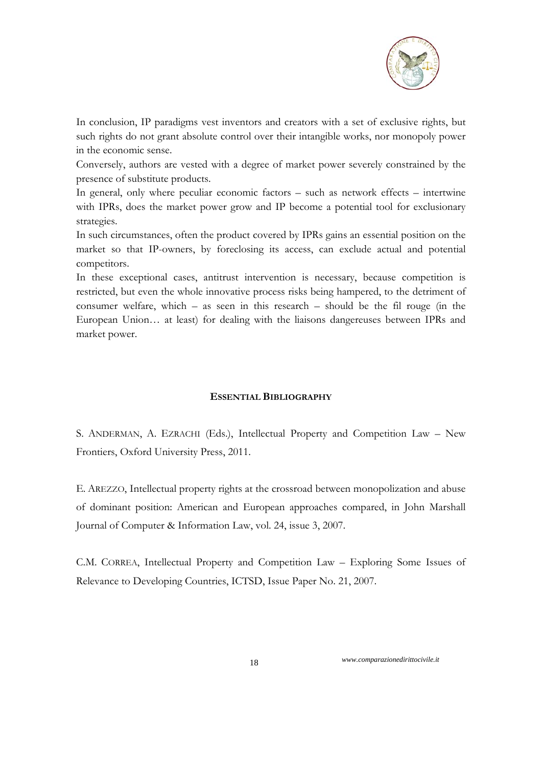In conclusion, IP paradigms vest inventors and creators with a set of exclusive rights, but such rights do not grant absolute control over their intangible works, nor monopoly power in the economic sense.

Conversely, authors are vested with a degree of market power severely constrained by the presence of substitute products.

In general, only where peculiar economic factors – such as network effects – intertwine with IPRs, does the market power grow and IP become a potential tool for exclusionary strategies.

In such circumstances, often the product covered by IPRs gains an essential position on the market so that IP-owners, by foreclosing its access, can exclude actual and potential competitors.

In these exceptional cases, antitrust intervention is necessary, because competition is restricted, but even the whole innovative process risks being hampered, to the detriment of consumer welfare, which – as seen in this research – should be the fil rouge (in the European Union… at least) for dealing with the liaisons dangereuses between IPRs and market power.

## ESSENTIAL BIBLIOGRAPHY

S. ANDERMAN, A. EZRACHI (Eds.), Intellectual Property and Competition Law – New Frontiers, Oxford University Press, 2011.

E. AREZZO, Intellectual property rights at the crossroad between monopolization and abuse of dominant position: American and European approaches compared, in John Marshall Journal of Computer & Information Law, vol. 24, issue 3, 2007.

C.M. CORREA, Intellectual Property and Competition Law – Exploring Some Issues of Relevance to Developing Countries, ICTSD, Issue Paper No. 21, 2007.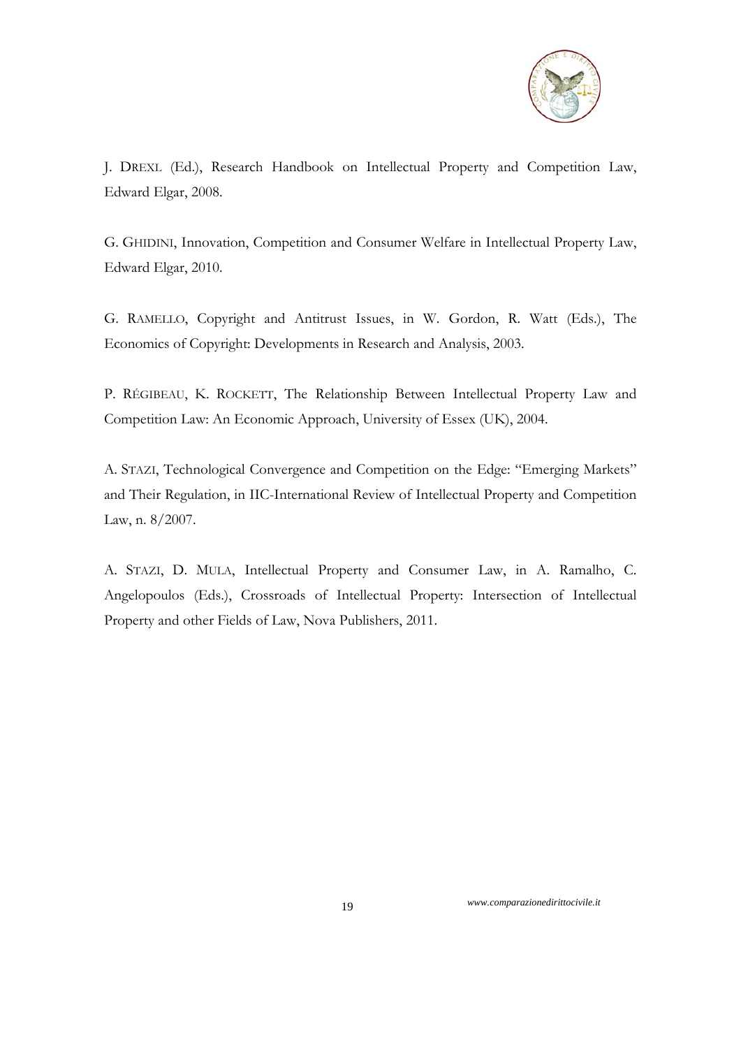J. DREXL (Ed.), Research Handbook on Intellectual Property and Competition Law, Edward Elgar, 2008.

G. GHIDINI, Innovation, Competition and Consumer Welfare in Intellectual Property Law, Edward Elgar, 2010.

G. RAMELLO, Copyright and Antitrust Issues, in W. Gordon, R. Watt (Eds.), The Economics of Copyright: Developments in Research and Analysis, 2003.

P. RÉGIBEAU, K. ROCKETT, The Relationship Between Intellectual Property Law and Competition Law: An Economic Approach, University of Essex (UK), 2004.

A. STAZI, Technological Convergence and Competition on the Edge: "Emerging Markets" and Their Regulation, in IIC-International Review of Intellectual Property and Competition Law, n. 8/2007.

A. STAZI, D. MULA, Intellectual Property and Consumer Law, in A. Ramalho, C. Angelopoulos (Eds.), Crossroads of Intellectual Property: Intersection of Intellectual Property and other Fields of Law, Nova Publishers, 2011.